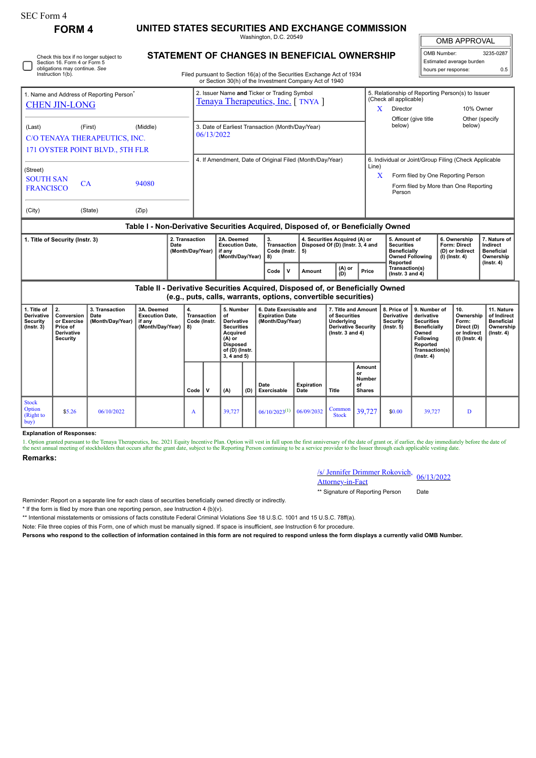SEC Form 4

**FORM 4**

# UNITED STATES SECURITIES AND EXCHANGE COMMISSION

Washington, D.C. 20549

## STATEMENT OF CHANGES IN BENEFICIAL OWNERSHIP

Filed pursuant to Section 16(a) of the Securities Exchange Act of 1934 or Section 30(h) of the Investment Company Act of 1940

| OMB APPROVAL | |
|---|---|
| OMB Number: | 3235-0287 |
| Estimated average burden | |
| hours per response: | 0.5 |

☐ Check this box if no longer subject to Section 16. Form 4 or Form 5 obligations may continue. *See* Instruction 1(b).

1. Name and Address of Reporting Person*
CHEN JIN-LONG

(Last) (First) (Middle)
C/O TENAYA THERAPEUTICS, INC.
171 OYSTER POINT BLVD., 5TH FLR

(Street)
SOUTH SAN FRANCISCO CA 94080

(City) (State) (Zip)

2. Issuer Name **and** Ticker or Trading Symbol
Tenaya Therapeutics, Inc. [ TNYA ]

3. Date of Earliest Transaction (Month/Day/Year)
06/13/2022

4. If Amendment, Date of Original Filed (Month/Day/Year)

5. Relationship of Reporting Person(s) to Issuer (Check all applicable)
X Director
10% Owner
Officer (give title below)
Other (specify below)

6. Individual or Joint/Group Filing (Check Applicable Line)
X Form filed by One Reporting Person
Form filed by More than One Reporting Person

### Table I - Non-Derivative Securities Acquired, Disposed of, or Beneficially Owned

| 1. Title of Security (Instr. 3) | 2. Transaction Date (Month/Day/Year) | 2A. Deemed Execution Date, if any (Month/Day/Year) | 3. Transaction Code (Instr. 8) | | 4. Securities Acquired (A) or Disposed Of (D) (Instr. 3, 4 and 5) | | | 5. Amount of Securities Beneficially Owned Following Reported Transaction(s) (Instr. 3 and 4) | 6. Ownership Form: Direct (D) or Indirect (I) (Instr. 4) | 7. Nature of Indirect Beneficial Ownership (Instr. 4) |
|---|---|---|---|---|---|---|---|---|---|---|
| | | | Code | V | Amount | (A) or (D) | Price | | | |

### Table II - Derivative Securities Acquired, Disposed of, or Beneficially Owned (e.g., puts, calls, warrants, options, convertible securities)

| 1. Title of Derivative Security (Instr. 3) | 2. Conversion or Exercise Price of Derivative Security | 3. Transaction Date (Month/Day/Year) | 3A. Deemed Execution Date, if any (Month/Day/Year) | 4. Transaction Code (Instr. 8) | | 5. Number of Derivative Securities Acquired (A) or Disposed of (D) (Instr. 3, 4 and 5) | | 6. Date Exercisable and Expiration Date (Month/Day/Year) | | 7. Title and Amount of Securities Underlying Derivative Security (Instr. 3 and 4) | | 8. Price of Derivative Security (Instr. 5) | 9. Number of derivative Securities Beneficially Owned Following Reported Transaction(s) (Instr. 4) | 10. Ownership Form: Direct (D) or Indirect (I) (Instr. 4) | 11. Nature of Indirect Beneficial Ownership (Instr. 4) |
|---|---|---|---|---|---|---|---|---|---|---|---|---|---|---|---|
| | | | | Code | V | (A) | (D) | Date Exercisable | Expiration Date | Title | Amount or Number of Shares | | | | |
| Stock Option (Right to buy) | $5.26 | 06/10/2022 | | A | | 39,727 | | 06/10/2023[1] | 06/09/2032 | Common Stock | 39,727 | $0.00 | 39,727 | D | |

**Explanation of Responses:**

1. Option granted pursuant to the Tenaya Therapeutics, Inc. 2021 Equity Incentive Plan. Option will vest in full upon the first anniversary of the date of grant or, if earlier, the day immediately before the date of the next annual meeting of stockholders that occurs after the grant date, subject to the Reporting Person continuing to be a service provider to the Issuer through each applicable vesting date.

**Remarks:**

/s/ Jennifer Drimmer Rokovich, Attorney-in-Fact — 06/13/2022

** Signature of Reporting Person — Date

Reminder: Report on a separate line for each class of securities beneficially owned directly or indirectly.

\* If the form is filed by more than one reporting person, *see* Instruction 4 (b)(v).

\** Intentional misstatements or omissions of facts constitute Federal Criminal Violations *See* 18 U.S.C. 1001 and 15 U.S.C. 78ff(a).

Note: File three copies of this Form, one of which must be manually signed. If space is insufficient, *see* Instruction 6 for procedure.

**Persons who respond to the collection of information contained in this form are not required to respond unless the form displays a currently valid OMB Number.**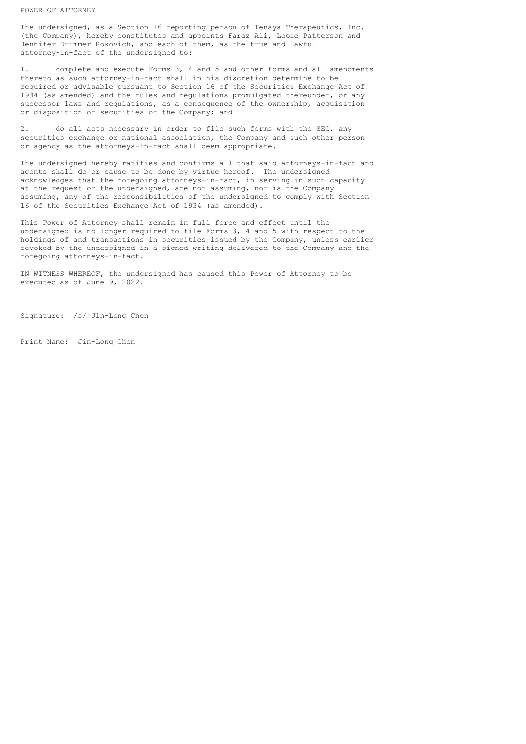# POWER OF ATTORNEY

The undersigned, as a Section 16 reporting person of Tenaya Therapeutics, Inc. (the Company), hereby constitutes and appoints Faraz Ali, Leone Patterson and Jennifer Drimmer Rokovich, and each of them, as the true and lawful attorney-in-fact of the undersigned to:

1. complete and execute Forms 3, 4 and 5 and other forms and all amendments thereto as such attorney-in-fact shall in his discretion determine to be required or advisable pursuant to Section 16 of the Securities Exchange Act of 1934 (as amended) and the rules and regulations promulgated thereunder, or any successor laws and regulations, as a consequence of the ownership, acquisition or disposition of securities of the Company; and

2. do all acts necessary in order to file such forms with the SEC, any securities exchange or national association, the Company and such other person or agency as the attorneys-in-fact shall deem appropriate.

The undersigned hereby ratifies and confirms all that said attorneys-in-fact and agents shall do or cause to be done by virtue hereof. The undersigned acknowledges that the foregoing attorneys-in-fact, in serving in such capacity at the request of the undersigned, are not assuming, nor is the Company assuming, any of the responsibilities of the undersigned to comply with Section 16 of the Securities Exchange Act of 1934 (as amended).

This Power of Attorney shall remain in full force and effect until the undersigned is no longer required to file Forms 3, 4 and 5 with respect to the holdings of and transactions in securities issued by the Company, unless earlier revoked by the undersigned in a signed writing delivered to the Company and the foregoing attorneys-in-fact.

IN WITNESS WHEREOF, the undersigned has caused this Power of Attorney to be executed as of June 9, 2022.

Signature: /s/ Jin-Long Chen

Print Name: Jin-Long Chen